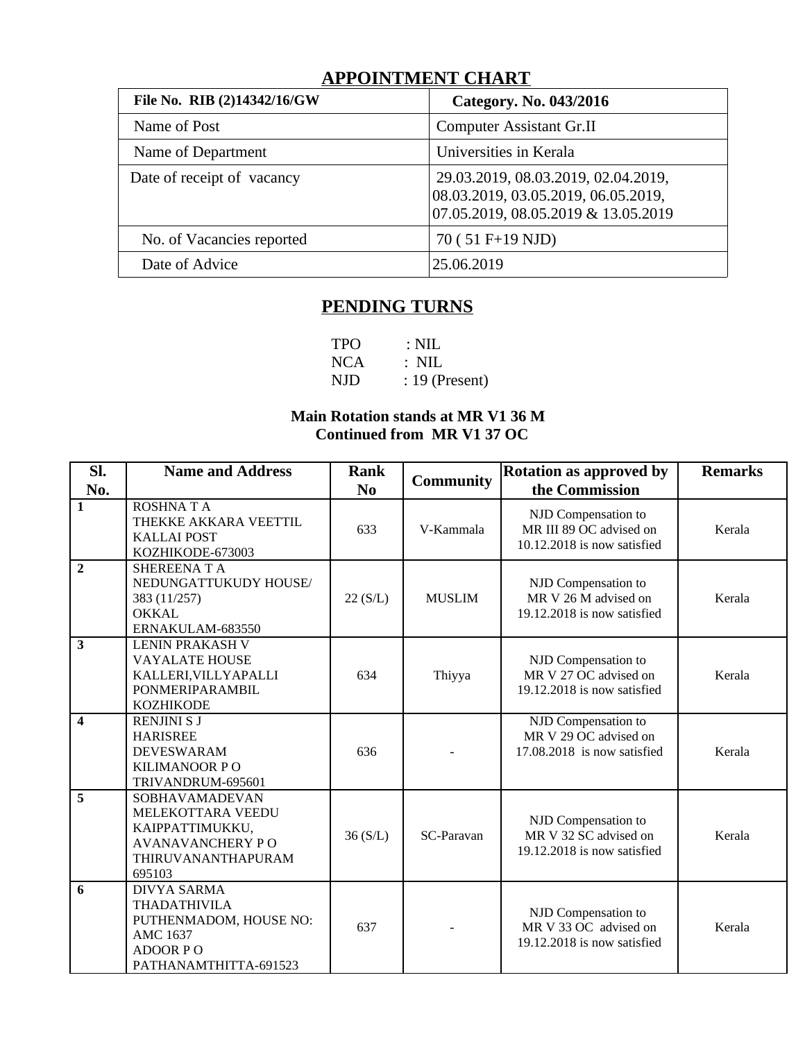## APPOINTMENT CHART

| File No. RIB (2)14342/16/GW | Category. No. 043/2016 |
|---|---|
| Name of Post | Computer Assistant Gr.II |
| Name of Department | Universities in Kerala |
| Date of receipt of vacancy | 29.03.2019, 08.03.2019, 02.04.2019, 08.03.2019, 03.05.2019, 06.05.2019, 07.05.2019, 08.05.2019 & 13.05.2019 |
| No. of Vacancies reported | 70 ( 51 F+19 NJD) |
| Date of Advice | 25.06.2019 |

## PENDING TURNS

TPO : NIL
NCA : NIL
NJD : 19 (Present)

**Main Rotation stands at MR V1 36 M**
**Continued from MR V1 37 OC**

| Sl. No. | Name and Address | Rank No | Community | Rotation as approved by the Commission | Remarks |
|---|---|---|---|---|---|
| 1 | ROSHNA T A<br>THEKKE AKKARA VEETTIL<br>KALLAI POST<br>KOZHIKODE-673003 | 633 | V-Kammala | NJD Compensation to MR III 89 OC advised on 10.12.2018 is now satisfied | Kerala |
| 2 | SHEREENA T A<br>NEDUNGATTUKUDY HOUSE/<br>383 (11/257)<br>OKKAL<br>ERNAKULAM-683550 | 22 (S/L) | MUSLIM | NJD Compensation to MR V 26 M advised on 19.12.2018 is now satisfied | Kerala |
| 3 | LENIN PRAKASH V<br>VAYALATE HOUSE<br>KALLERI,VILLYAPALLI<br>PONMERIPARAMBIL<br>KOZHIKODE | 634 | Thiyya | NJD Compensation to MR V 27 OC advised on 19.12.2018 is now satisfied | Kerala |
| 4 | RENJINI S J<br>HARISREE<br>DEVESWARAM<br>KILIMANOOR P O<br>TRIVANDRUM-695601 | 636 | - | NJD Compensation to MR V 29 OC advised on 17.08.2018 is now satisfied | Kerala |
| 5 | SOBHAVAMADEVAN<br>MELEKOTTARA VEEDU<br>KAIPPATTIMUKKU,<br>AVANAVANCHERY P O<br>THIRUVANANTHAPURAM<br>695103 | 36 (S/L) | SC-Paravan | NJD Compensation to MR V 32 SC advised on 19.12.2018 is now satisfied | Kerala |
| 6 | DIVYA SARMA<br>THADATHIVILA<br>PUTHENMADOM, HOUSE NO:<br>AMC 1637<br>ADOOR P O<br>PATHANAMTHITTA-691523 | 637 | - | NJD Compensation to MR V 33 OC advised on 19.12.2018 is now satisfied | Kerala |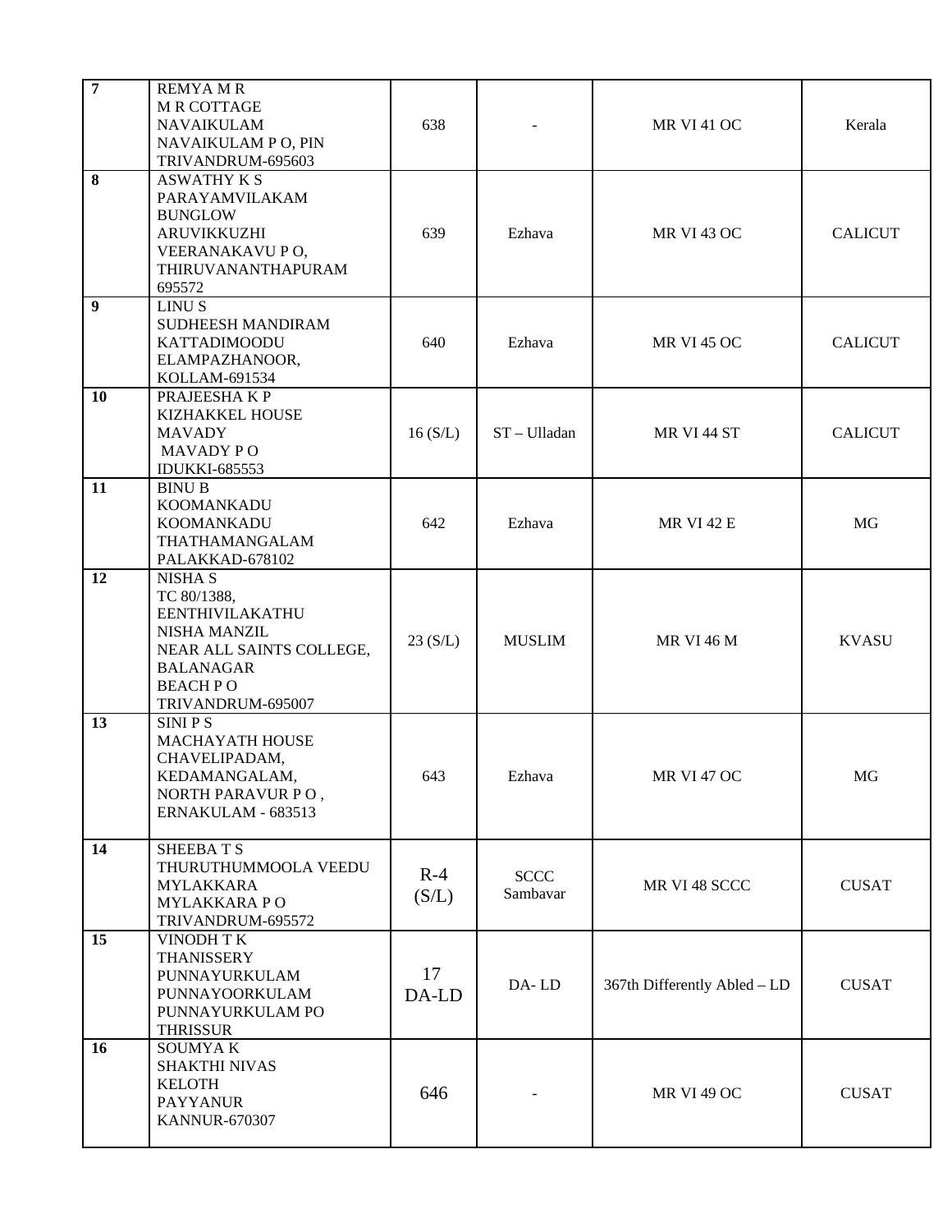| 7 | REMYA M R<br>M R COTTAGE<br>NAVAIKULAM<br>NAVAIKULAM P O, PIN<br>TRIVANDRUM-695603 | 638 | - | MR VI 41 OC | Kerala |
|---|---|---|---|---|---|
| 8 | ASWATHY K S<br>PARAYAMVILAKAM<br>BUNGLOW<br>ARUVIKKUZHI<br>VEERANAKAVU P O,<br>THIRUVANANTHAPURAM<br>695572 | 639 | Ezhava | MR VI 43 OC | CALICUT |
| 9 | LINU S<br>SUDHEESH MANDIRAM<br>KATTADIMOODU<br>ELAMPAZHANOOR,<br>KOLLAM-691534 | 640 | Ezhava | MR VI 45 OC | CALICUT |
| 10 | PRAJEESHA K P<br>KIZHAKKEL HOUSE<br>MAVADY<br>MAVADY P O<br>IDUKKI-685553 | 16 (S/L) | ST – Ulladan | MR VI 44 ST | CALICUT |
| 11 | BINU B<br>KOOMANKADU<br>KOOMANKADU<br>THATHAMANGALAM<br>PALAKKAD-678102 | 642 | Ezhava | MR VI 42 E | MG |
| 12 | NISHA S<br>TC 80/1388,<br>EENTHIVILAKATHU<br>NISHA MANZIL<br>NEAR ALL SAINTS COLLEGE,<br>BALANAGAR<br>BEACH P O<br>TRIVANDRUM-695007 | 23 (S/L) | MUSLIM | MR VI 46 M | KVASU |
| 13 | SINI P S<br>MACHAYATH HOUSE<br>CHAVELIPADAM,<br>KEDAMANGALAM,<br>NORTH PARAVUR P O ,<br>ERNAKULAM - 683513 | 643 | Ezhava | MR VI 47 OC | MG |
| 14 | SHEEBA T S<br>THURUTHUMMOOLA VEEDU<br>MYLAKKARA<br>MYLAKKARA P O<br>TRIVANDRUM-695572 | R-4 (S/L) | SCCC Sambavar | MR VI 48 SCCC | CUSAT |
| 15 | VINODH T K<br>THANISSERY<br>PUNNAYURKULAM<br>PUNNAYOORKULAM<br>PUNNAYURKULAM PO<br>THRISSUR | 17 DA-LD | DA- LD | 367th Differently Abled – LD | CUSAT |
| 16 | SOUMYA K<br>SHAKTHI NIVAS<br>KELOTH<br>PAYYANUR<br>KANNUR-670307 | 646 | - | MR VI 49 OC | CUSAT |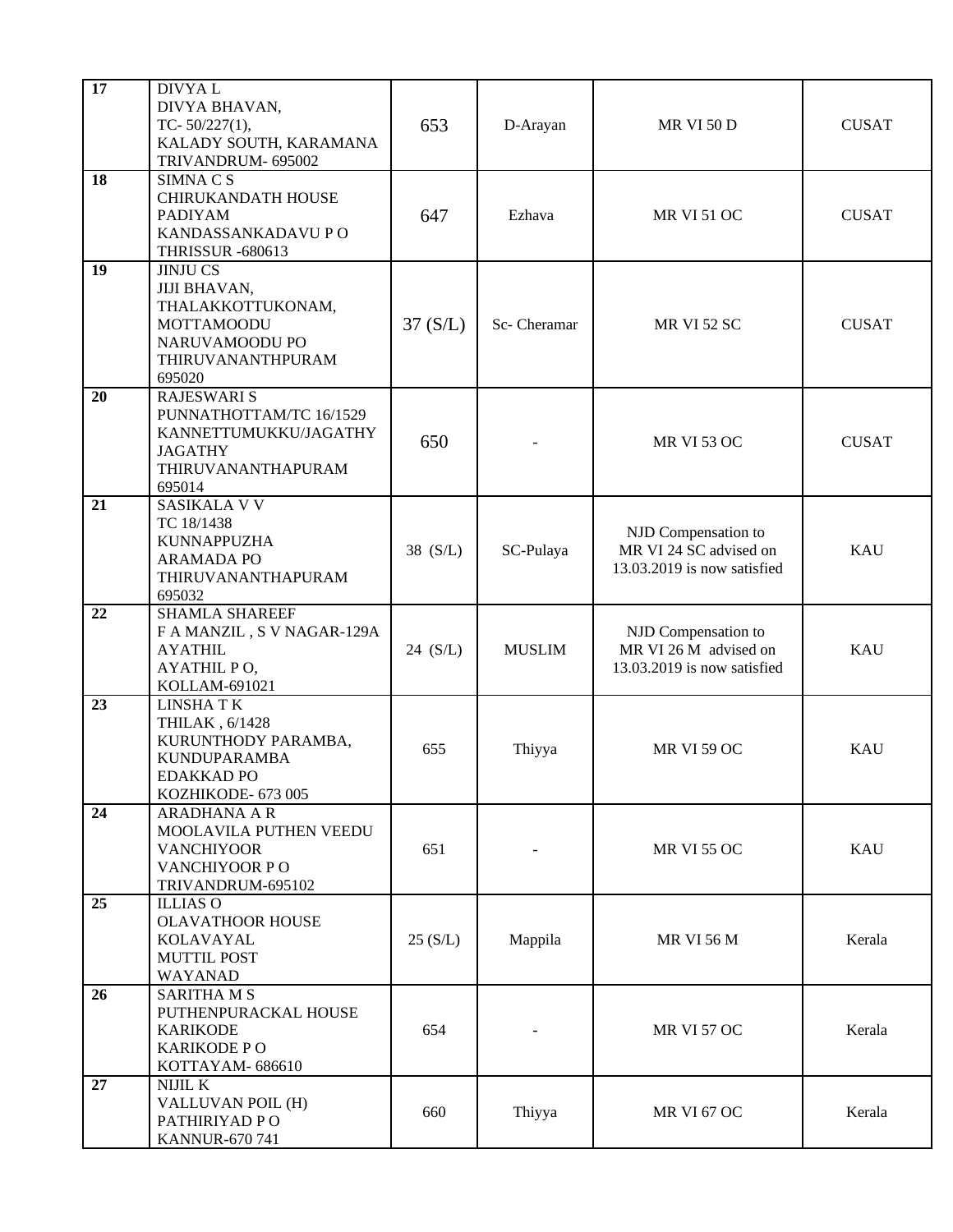| 17 | DIVYA L<br>DIVYA BHAVAN,<br>TC- 50/227(1),<br>KALADY SOUTH, KARAMANA<br>TRIVANDRUM- 695002 | 653 | D-Arayan | MR VI 50 D | CUSAT |
|---|---|---|---|---|---|
| 18 | SIMNA C S<br>CHIRUKANDATH HOUSE<br>PADIYAM<br>KANDASSANKADAVU P O<br>THRISSUR -680613 | 647 | Ezhava | MR VI 51 OC | CUSAT |
| 19 | JINJU CS<br>JIJI BHAVAN,<br>THALAKKOTTUKONAM,<br>MOTTAMOODU<br>NARUVAMOODU PO<br>THIRUVANANTHPURAM<br>695020 | 37 (S/L) | Sc- Cheramar | MR VI 52 SC | CUSAT |
| 20 | RAJESWARI S<br>PUNNATHOTTAM/TC 16/1529<br>KANNETTUMUKKU/JAGATHY<br>JAGATHY<br>THIRUVANANTHAPURAM<br>695014 | 650 | - | MR VI 53 OC | CUSAT |
| 21 | SASIKALA V V<br>TC 18/1438<br>KUNNAPPUZHA<br>ARAMADA PO<br>THIRUVANANTHAPURAM<br>695032 | 38 (S/L) | SC-Pulaya | NJD Compensation to MR VI 24 SC advised on 13.03.2019 is now satisfied | KAU |
| 22 | SHAMLA SHAREEF<br>F A MANZIL , S V NAGAR-129A<br>AYATHIL<br>AYATHIL P O,<br>KOLLAM-691021 | 24 (S/L) | MUSLIM | NJD Compensation to MR VI 26 M advised on 13.03.2019 is now satisfied | KAU |
| 23 | LINSHA T K<br>THILAK , 6/1428<br>KURUNTHODY PARAMBA,<br>KUNDUPARAMBA<br>EDAKKAD PO<br>KOZHIKODE- 673 005 | 655 | Thiyya | MR VI 59 OC | KAU |
| 24 | ARADHANA A R<br>MOOLAVILA PUTHEN VEEDU<br>VANCHIYOOR<br>VANCHIYOOR P O<br>TRIVANDRUM-695102 | 651 | - | MR VI 55 OC | KAU |
| 25 | ILLIAS O<br>OLAVATHOOR HOUSE<br>KOLAVAYAL<br>MUTTIL POST<br>WAYANAD | 25 (S/L) | Mappila | MR VI 56 M | Kerala |
| 26 | SARITHA M S<br>PUTHENPURACKAL HOUSE<br>KARIKODE<br>KARIKODE P O<br>KOTTAYAM- 686610 | 654 | - | MR VI 57 OC | Kerala |
| 27 | NIJIL K<br>VALLUVAN POIL (H)<br>PATHIRIYAD P O<br>KANNUR-670 741 | 660 | Thiyya | MR VI 67 OC | Kerala |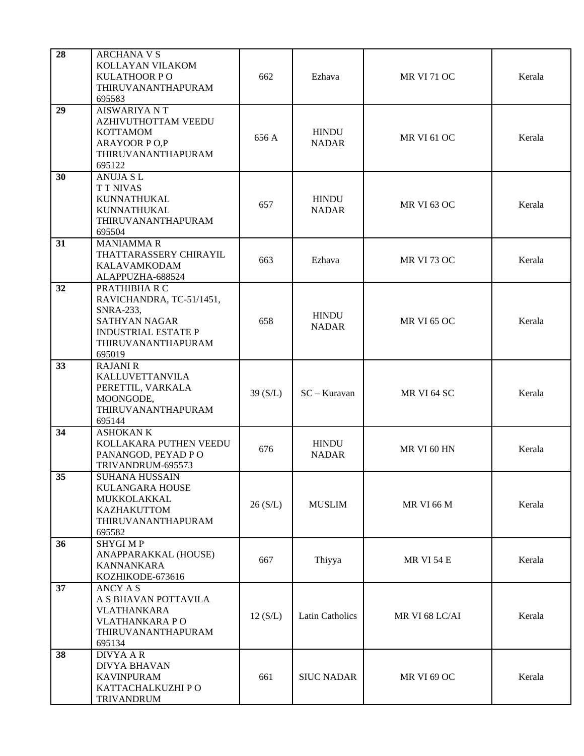| 28 | ARCHANA V S<br>KOLLAYAN VILAKOM<br>KULATHOOR P O<br>THIRUVANANTHAPURAM<br>695583 | 662 | Ezhava | MR VI 71 OC | Kerala |
|---|---|---|---|---|---|
| 29 | AISWARIYA N T<br>AZHIVUTHOTTAM VEEDU<br>KOTTAMOM<br>ARAYOOR P O,P<br>THIRUVANANTHAPURAM<br>695122 | 656 A | HINDU NADAR | MR VI 61 OC | Kerala |
| 30 | ANUJA S L<br>T T NIVAS<br>KUNNATHUKAL<br>KUNNATHUKAL<br>THIRUVANANTHAPURAM<br>695504 | 657 | HINDU NADAR | MR VI 63 OC | Kerala |
| 31 | MANIAMMA R<br>THATTARASSERY CHIRAYIL<br>KALAVAMKODAM<br>ALAPPUZHA-688524 | 663 | Ezhava | MR VI 73 OC | Kerala |
| 32 | PRATHIBHA R C<br>RAVICHANDRA, TC-51/1451,<br>SNRA-233,<br>SATHYAN NAGAR<br>INDUSTRIAL ESTATE P<br>THIRUVANANTHAPURAM<br>695019 | 658 | HINDU NADAR | MR VI 65 OC | Kerala |
| 33 | RAJANI R<br>KALLUVETTANVILA<br>PERETTIL, VARKALA<br>MOONGODE,<br>THIRUVANANTHAPURAM<br>695144 | 39 (S/L) | SC – Kuravan | MR VI 64 SC | Kerala |
| 34 | ASHOKAN K<br>KOLLAKARA PUTHEN VEEDU<br>PANANGOD, PEYAD P O<br>TRIVANDRUM-695573 | 676 | HINDU NADAR | MR VI 60 HN | Kerala |
| 35 | SUHANA HUSSAIN<br>KULANGARA HOUSE<br>MUKKOLAKKAL<br>KAZHAKUTTOM<br>THIRUVANANTHAPURAM<br>695582 | 26 (S/L) | MUSLIM | MR VI 66 M | Kerala |
| 36 | SHYGI M P<br>ANAPPARAKKAL (HOUSE)<br>KANNANKARA<br>KOZHIKODE-673616 | 667 | Thiyya | MR VI 54 E | Kerala |
| 37 | ANCY A S<br>A S BHAVAN POTTAVILA<br>VLATHANKARA<br>VLATHANKARA P O<br>THIRUVANANTHAPURAM<br>695134 | 12 (S/L) | Latin Catholics | MR VI 68 LC/AI | Kerala |
| 38 | DIVYA A R<br>DIVYA BHAVAN<br>KAVINPURAM<br>KATTACHALKUZHI P O<br>TRIVANDRUM | 661 | SIUC NADAR | MR VI 69 OC | Kerala |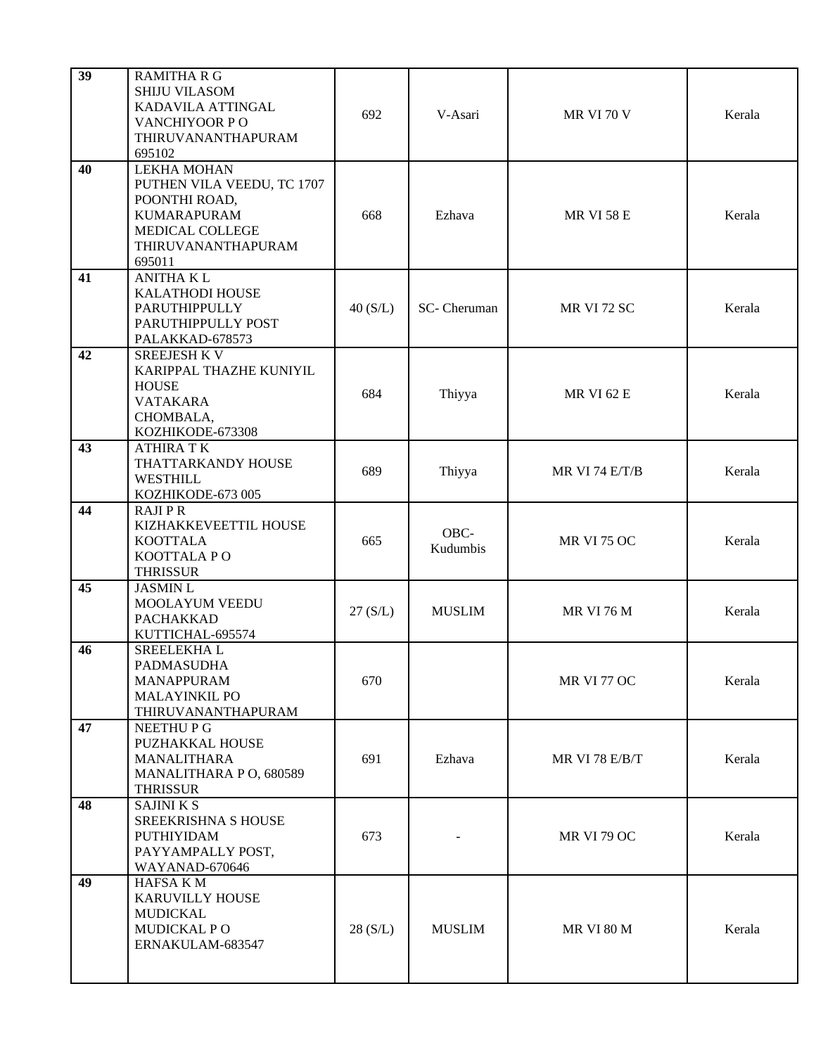| | | | | | |
|---|---|---|---|---|---|
| **39** | RAMITHA R G<br>SHIJU VILASOM<br>KADAVILA ATTINGAL<br>VANCHIYOOR P O<br>THIRUVANANTHAPURAM<br>695102 | 692 | V-Asari | MR VI 70 V | Kerala |
| **40** | LEKHA MOHAN<br>PUTHEN VILA VEEDU, TC 1707<br>POONTHI ROAD,<br>KUMARAPURAM<br>MEDICAL COLLEGE<br>THIRUVANANTHAPURAM<br>695011 | 668 | Ezhava | MR VI 58 E | Kerala |
| **41** | ANITHA K L<br>KALATHODI HOUSE<br>PARUTHIPPULLY<br>PARUTHIPPULLY POST<br>PALAKKAD-678573 | 40 (S/L) | SC- Cheruman | MR VI 72 SC | Kerala |
| **42** | SREEJESH K V<br>KARIPPAL THAZHE KUNIYIL<br>HOUSE<br>VATAKARA<br>CHOMBALA,<br>KOZHIKODE-673308 | 684 | Thiyya | MR VI 62 E | Kerala |
| **43** | ATHIRA T K<br>THATTARKANDY HOUSE<br>WESTHILL<br>KOZHIKODE-673 005 | 689 | Thiyya | MR VI 74 E/T/B | Kerala |
| **44** | RAJI P R<br>KIZHAKKEVEETTIL HOUSE<br>KOOTTALA<br>KOOTTALA P O<br>THRISSUR | 665 | OBC-<br>Kudumbis | MR VI 75 OC | Kerala |
| **45** | JASMIN L<br>MOOLAYUM VEEDU<br>PACHAKKAD<br>KUTTICHAL-695574 | 27 (S/L) | MUSLIM | MR VI 76 M | Kerala |
| **46** | SREELEKHA L<br>PADMASUDHA<br>MANAPPURAM<br>MALAYINKIL PO<br>THIRUVANANTHAPURAM | 670 | | MR VI 77 OC | Kerala |
| **47** | NEETHU P G<br>PUZHAKKAL HOUSE<br>MANALITHARA<br>MANALITHARA P O, 680589<br>THRISSUR | 691 | Ezhava | MR VI 78 E/B/T | Kerala |
| **48** | SAJINI K S<br>SREEKRISHNA S HOUSE<br>PUTHIYIDAM<br>PAYYAMPALLY POST,<br>WAYANAD-670646 | 673 | - | MR VI 79 OC | Kerala |
| **49** | HAFSA K M<br>KARUVILLY HOUSE<br>MUDICKAL<br>MUDICKAL P O<br>ERNAKULAM-683547 | 28 (S/L) | MUSLIM | MR VI 80 M | Kerala |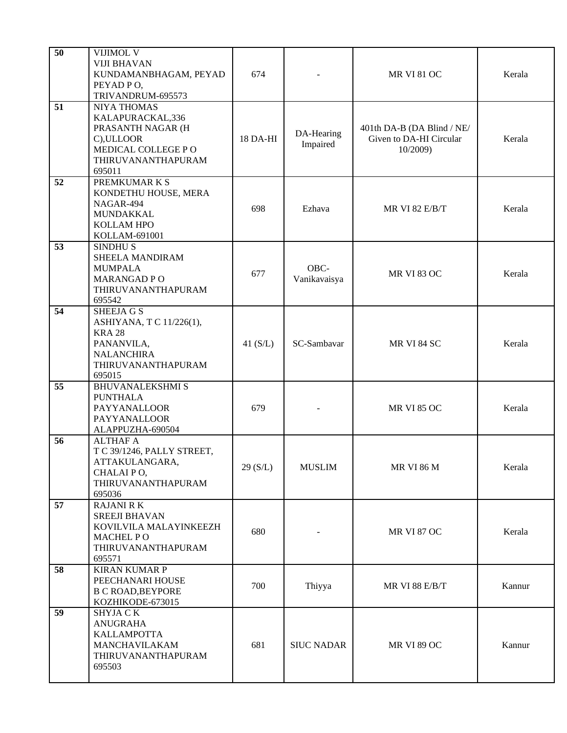| 50 | VIJIMOL V<br>VIJI BHAVAN<br>KUNDAMANBHAGAM, PEYAD<br>PEYAD P O,<br>TRIVANDRUM-695573 | 674 | - | MR VI 81 OC | Kerala |
|---|---|---|---|---|---|
| 51 | NIYA THOMAS<br>KALAPURACKAL,336<br>PRASANTH NAGAR (H<br>C),ULLOOR<br>MEDICAL COLLEGE P O<br>THIRUVANANTHAPURAM<br>695011 | 18 DA-HI | DA-Hearing Impaired | 401th DA-B (DA Blind / NE/ Given to DA-HI Circular 10/2009) | Kerala |
| 52 | PREMKUMAR K S<br>KONDETHU HOUSE, MERA<br>NAGAR-494<br>MUNDAKKAL<br>KOLLAM HPO<br>KOLLAM-691001 | 698 | Ezhava | MR VI 82 E/B/T | Kerala |
| 53 | SINDHU S<br>SHEELA MANDIRAM<br>MUMPALA<br>MARANGAD P O<br>THIRUVANANTHAPURAM<br>695542 | 677 | OBC-Vanikavaisya | MR VI 83 OC | Kerala |
| 54 | SHEEJA G S<br>ASHIYANA, T C 11/226(1),<br>KRA 28<br>PANANVILA,<br>NALANCHIRA<br>THIRUVANANTHAPURAM<br>695015 | 41 (S/L) | SC-Sambavar | MR VI 84 SC | Kerala |
| 55 | BHUVANALEKSHMI S<br>PUNTHALA<br>PAYYANALLOOR<br>PAYYANALLOOR<br>ALAPPUZHA-690504 | 679 | - | MR VI 85 OC | Kerala |
| 56 | ALTHAF A<br>T C 39/1246, PALLY STREET,<br>ATTAKULANGARA,<br>CHALAI P O,<br>THIRUVANANTHAPURAM<br>695036 | 29 (S/L) | MUSLIM | MR VI 86 M | Kerala |
| 57 | RAJANI R K<br>SREEJI BHAVAN<br>KOVILVILA MALAYINKEEZH<br>MACHEL P O<br>THIRUVANANTHAPURAM<br>695571 | 680 | - | MR VI 87 OC | Kerala |
| 58 | KIRAN KUMAR P<br>PEECHANARI HOUSE<br>B C ROAD,BEYPORE<br>KOZHIKODE-673015 | 700 | Thiyya | MR VI 88 E/B/T | Kannur |
| 59 | SHYJA C K<br>ANUGRAHA<br>KALLAMPOTTA<br>MANCHAVILAKAM<br>THIRUVANANTHAPURAM<br>695503 | 681 | SIUC NADAR | MR VI 89 OC | Kannur |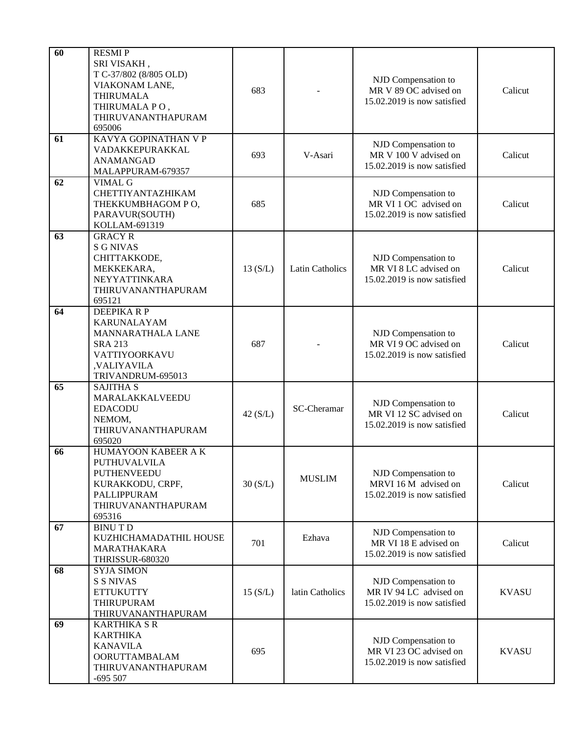| 60 | RESMI P<br>SRI VISAKH ,<br>T C-37/802 (8/805 OLD)<br>VIAKONAM LANE,<br>THIRUMALA<br>THIRUMALA P O ,<br>THIRUVANANTHAPURAM<br>695006 | 683 | - | NJD Compensation to MR V 89 OC advised on 15.02.2019 is now satisfied | Calicut |
|---|---|---|---|---|---|
| 61 | KAVYA GOPINATHAN V P<br>VADAKKEPURAKKAL<br>ANAMANGAD<br>MALAPPURAM-679357 | 693 | V-Asari | NJD Compensation to MR V 100 V advised on 15.02.2019 is now satisfied | Calicut |
| 62 | VIMAL G<br>CHETTIYANTAZHIKAM<br>THEKKUMBHAGOM P O,<br>PARAVUR(SOUTH)<br>KOLLAM-691319 | 685 | | NJD Compensation to MR VI 1 OC advised on 15.02.2019 is now satisfied | Calicut |
| 63 | GRACY R<br>S G NIVAS<br>CHITTAKKODE,<br>MEKKEKARA,<br>NEYYATTINKARA<br>THIRUVANANTHAPURAM<br>695121 | 13 (S/L) | Latin Catholics | NJD Compensation to MR VI 8 LC advised on 15.02.2019 is now satisfied | Calicut |
| 64 | DEEPIKA R P<br>KARUNALAYAM<br>MANNARATHALA LANE<br>SRA 213<br>VATTIYOORKAVU<br>,VALIYAVILA<br>TRIVANDRUM-695013 | 687 | - | NJD Compensation to MR VI 9 OC advised on 15.02.2019 is now satisfied | Calicut |
| 65 | SAJITHA S<br>MARALAKKALVEEDU<br>EDACODU<br>NEMOM,<br>THIRUVANANTHAPURAM<br>695020 | 42 (S/L) | SC-Cheramar | NJD Compensation to MR VI 12 SC advised on 15.02.2019 is now satisfied | Calicut |
| 66 | HUMAYOON KABEER A K<br>PUTHUVALVILA<br>PUTHENVEEDU<br>KURAKKODU, CRPF,<br>PALLIPPURAM<br>THIRUVANANTHAPURAM<br>695316 | 30 (S/L) | MUSLIM | NJD Compensation to MRVI 16 M advised on 15.02.2019 is now satisfied | Calicut |
| 67 | BINU T D<br>KUZHICHAMADATHIL HOUSE<br>MARATHAKARA<br>THRISSUR-680320 | 701 | Ezhava | NJD Compensation to MR VI 18 E advised on 15.02.2019 is now satisfied | Calicut |
| 68 | SYJA SIMON<br>S S NIVAS<br>ETTUKUTTY<br>THIRUPURAM<br>THIRUVANANTHAPURAM | 15 (S/L) | latin Catholics | NJD Compensation to MR IV 94 LC advised on 15.02.2019 is now satisfied | KVASU |
| 69 | KARTHIKA S R<br>KARTHIKA<br>KANAVILA<br>OORUTTAMBALAM<br>THIRUVANANTHAPURAM<br>-695 507 | 695 | | NJD Compensation to MR VI 23 OC advised on 15.02.2019 is now satisfied | KVASU |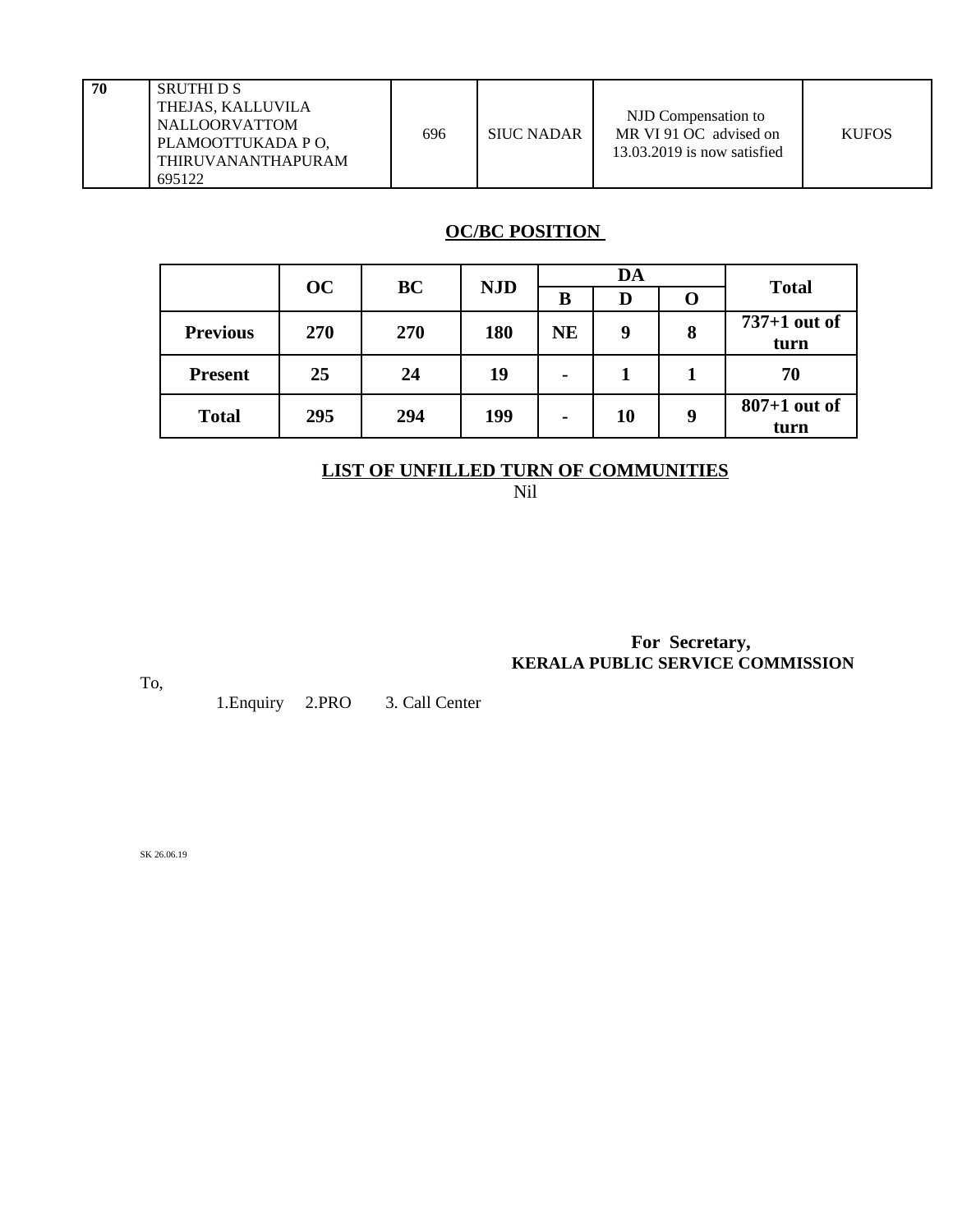| | | | | | |
|---|---|---|---|---|---|
| **70** | SRUTHI D S<br>THEJAS, KALLUVILA<br>NALLOORVATTOM<br>PLAMOOTTUKADA P O,<br>THIRUVANANTHAPURAM<br>695122 | 696 | SIUC NADAR | NJD Compensation to MR VI 91 OC advised on 13.03.2019 is now satisfied | KUFOS |

## OC/BC POSITION

| | OC | BC | NJD | DA | | | Total |
|---|---|---|---|---|---|---|---|
| | | | | B | D | O | |
| **Previous** | **270** | **270** | **180** | **NE** | **9** | **8** | **737+1 out of turn** |
| **Present** | **25** | **24** | **19** | **-** | **1** | **1** | **70** |
| **Total** | **295** | **294** | **199** | **-** | **10** | **9** | **807+1 out of turn** |

## LIST OF UNFILLED TURN OF COMMUNITIES

Nil

**For Secretary,**
**KERALA PUBLIC SERVICE COMMISSION**

To,

1.Enquiry 2.PRO 3. Call Center

SK 26.06.19